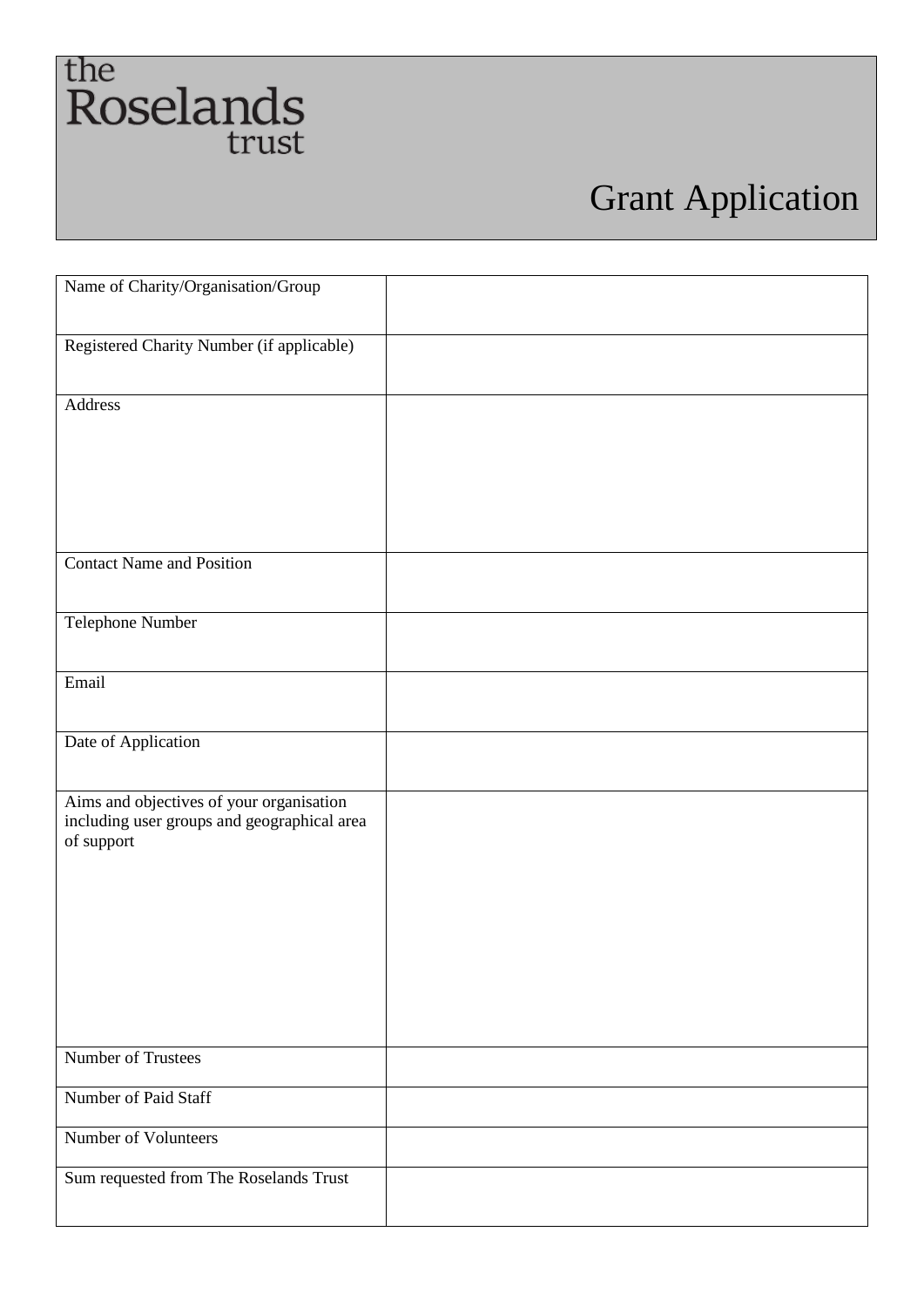the Roselands trust

# Grant Application

| Name of Charity/Organisation/Group | |
|---|---|
| Registered Charity Number (if applicable) | |
| Address | |
| Contact Name and Position | |
| Telephone Number | |
| Email | |
| Date of Application | |
| Aims and objectives of your organisation including user groups and geographical area of support | |
| Number of Trustees | |
| Number of Paid Staff | |
| Number of Volunteers | |
| Sum requested from The Roselands Trust | |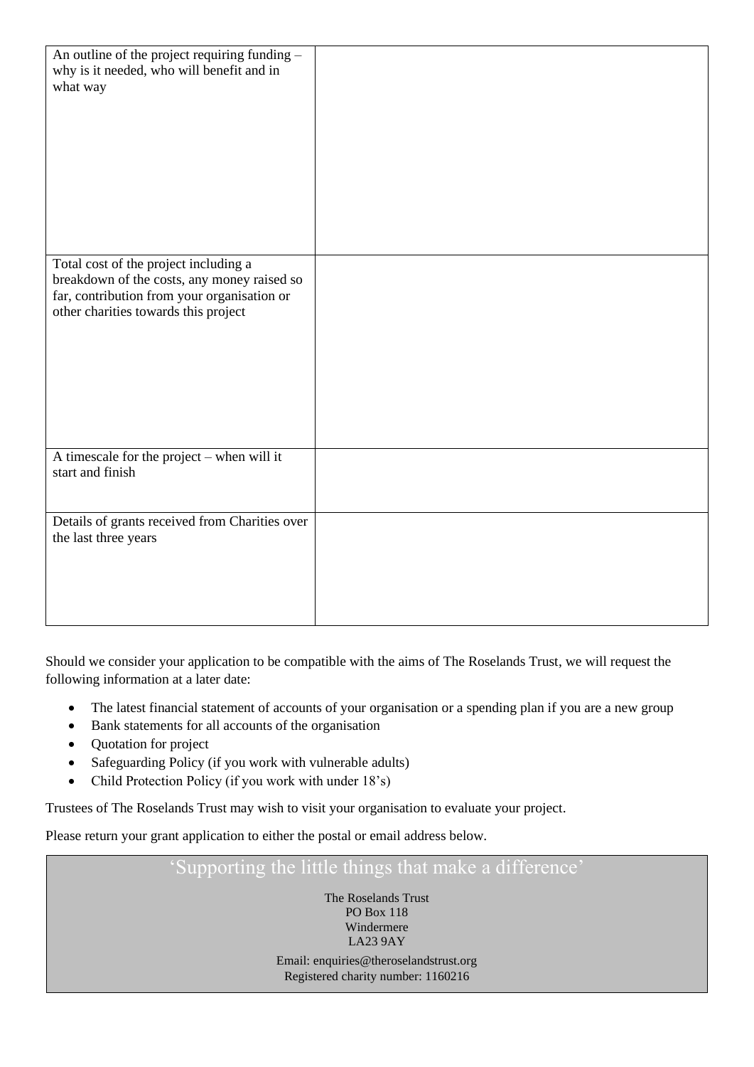| | |
|---|---|
| An outline of the project requiring funding – why is it needed, who will benefit and in what way | |
| Total cost of the project including a breakdown of the costs, any money raised so far, contribution from your organisation or other charities towards this project | |
| A timescale for the project – when will it start and finish | |
| Details of grants received from Charities over the last three years | |

Should we consider your application to be compatible with the aims of The Roselands Trust, we will request the following information at a later date:

- The latest financial statement of accounts of your organisation or a spending plan if you are a new group
- Bank statements for all accounts of the organisation
- Quotation for project
- Safeguarding Policy (if you work with vulnerable adults)
- Child Protection Policy (if you work with under 18's)

Trustees of The Roselands Trust may wish to visit your organisation to evaluate your project.

Please return your grant application to either the postal or email address below.

'Supporting the little things that make a difference'

The Roselands Trust
PO Box 118
Windermere
LA23 9AY

Email: enquiries@theroselandstrust.org
Registered charity number: 1160216